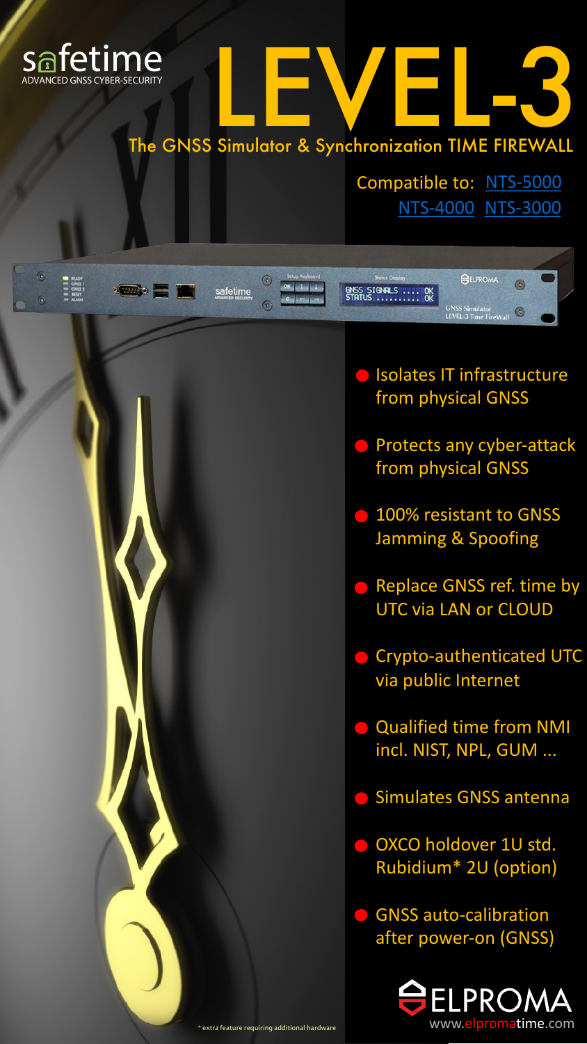safetime
ADVANCED GNSS CYBER-SECURITY

# LEVEL-3

## The GNSS Simulator & Synchronization TIME FIREWALL

Compatible to: NTS-5000 NTS-4000 NTS-3000

- Isolates IT infrastructure from physical GNSS
- Protects any cyber-attack from physical GNSS
- 100% resistant to GNSS Jamming & Spoofing
- Replace GNSS ref. time by UTC via LAN or CLOUD
- Crypto-authenticated UTC via public Internet
- Qualified time from NMI incl. NIST, NPL, GUM ...
- Simulates GNSS antenna
- OXCO holdover 1U std. Rubidium* 2U (option)
- GNSS auto-calibration after power-on (GNSS)

* extra feature requiring additional hardware

ELPROMA
www.elpromatime.com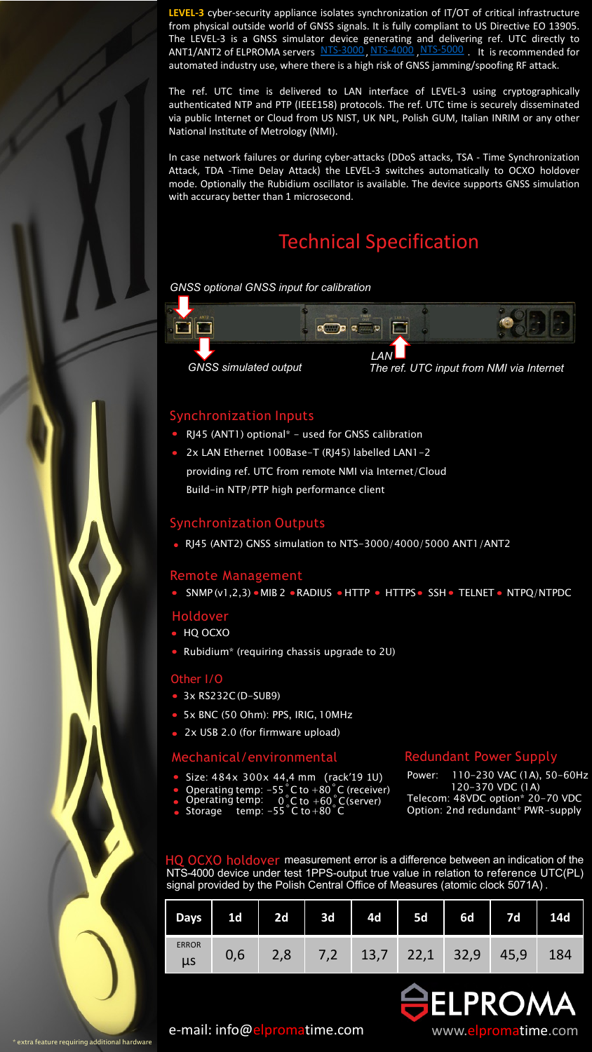**LEVEL-3** cyber-security appliance isolates synchronization of IT/OT of critical infrastructure from physical outside world of GNSS signals. It is fully compliant to US Directive EO 13905. The LEVEL-3 is a GNSS simulator device generating and delivering ref. UTC directly to ANT1/ANT2 of ELPROMA servers NTS-3000, NTS-4000, NTS-5000. It is recommended for automated industry use, where there is a high risk of GNSS jamming/spoofing RF attack.

The ref. UTC time is delivered to LAN interface of LEVEL-3 using cryptographically authenticated NTP and PTP (IEEE158) protocols. The ref. UTC time is securely disseminated via public Internet or Cloud from US NIST, UK NPL, Polish GUM, Italian INRIM or any other National Institute of Metrology (NMI).

In case network failures or during cyber-attacks (DDoS attacks, TSA - Time Synchronization Attack, TDA -Time Delay Attack) the LEVEL-3 switches automatically to OCXO holdover mode. Optionally the Rubidium oscillator is available. The device supports GNSS simulation with accuracy better than 1 microsecond.

# Technical Specification

*GNSS optional GNSS input for calibration*

*GNSS simulated output*

*LAN*
*The ref. UTC input from NMI via Internet*

## Synchronization Inputs

- RJ45 (ANT1) optional* - used for GNSS calibration
- 2x LAN Ethernet 100Base-T (RJ45) labelled LAN1-2
  providing ref. UTC from remote NMI via Internet/Cloud
  Build-in NTP/PTP high performance client

## Synchronization Outputs

- RJ45 (ANT2) GNSS simulation to NTS-3000/4000/5000 ANT1/ANT2

## Remote Management

- SNMP (v1,2,3) • MIB 2 • RADIUS • HTTP • HTTPS • SSH • TELNET • NTPQ/NTPDC

## Holdover

- HQ OCXO
- Rubidium* (requiring chassis upgrade to 2U)

## Other I/O

- 3x RS232C (D-SUB9)
- 5x BNC (50 Ohm): PPS, IRIG, 10MHz
- 2x USB 2.0 (for firmware upload)

## Mechanical/environmental

- Size: 484x 300x 44,4 mm (rack'19 1U)
- Operating temp: -55°C to +80°C (receiver)
- Operating temp: 0°C to +60°C (server)
- Storage temp: -55°C to +80°C

## Redundant Power Supply

Power: 110-230 VAC (1A), 50-60Hz
120-370 VDC (1A)
Telecom: 48VDC option* 20-70 VDC
Option: 2nd redundant* PWR-supply

**HQ OCXO holdover** measurement error is a difference between an indication of the NTS-4000 device under test 1PPS-output true value in relation to reference UTC(PL) signal provided by the Polish Central Office of Measures (atomic clock 5071A).

| Days | 1d | 2d | 3d | 4d | 5d | 6d | 7d | 14d |
|---|---|---|---|---|---|---|---|---|
| ERROR µs | 0,6 | 2,8 | 7,2 | 13,7 | 22,1 | 32,9 | 45,9 | 184 |

ELPROMA

e-mail: info@elpromatime.com

www.elpromatime.com

* extra feature requiring additional hardware